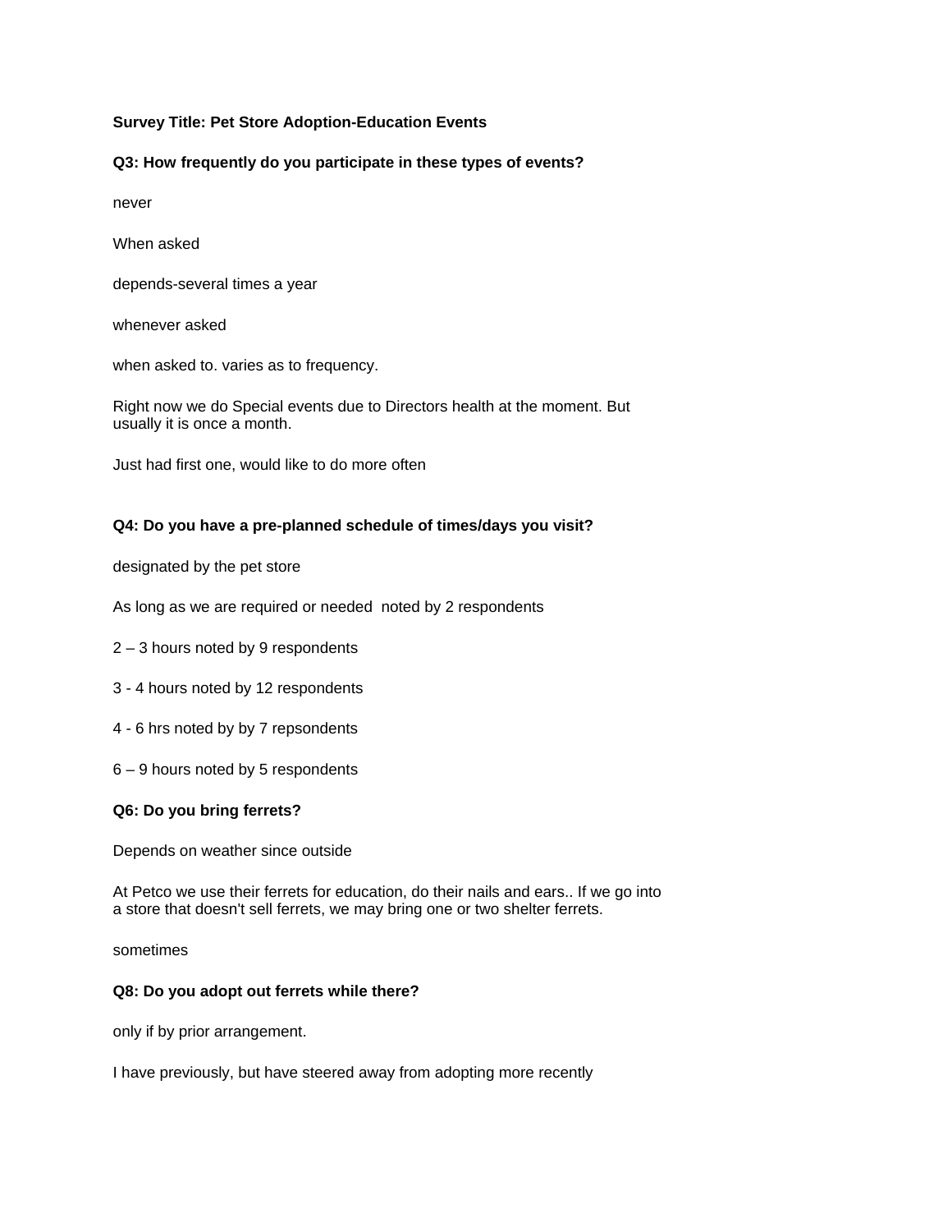**Survey Title: Pet Store Adoption-Education Events**

**Q3: How frequently do you participate in these types of events?**

never

When asked

depends-several times a year

whenever asked

when asked to. varies as to frequency.

Right now we do Special events due to Directors health at the moment. But usually it is once a month.

Just had first one, would like to do more often

**Q4: Do you have a pre-planned schedule of times/days you visit?**

designated by the pet store

As long as we are required or needed  noted by 2 respondents

2 – 3 hours noted by 9 respondents

3 - 4 hours noted by 12 respondents

4 - 6 hrs noted by by 7 repsondents

6 – 9 hours noted by 5 respondents

**Q6: Do you bring ferrets?**

Depends on weather since outside

At Petco we use their ferrets for education, do their nails and ears.. If we go into a store that doesn't sell ferrets, we may bring one or two shelter ferrets.

sometimes

**Q8: Do you adopt out ferrets while there?**

only if by prior arrangement.

I have previously, but have steered away from adopting more recently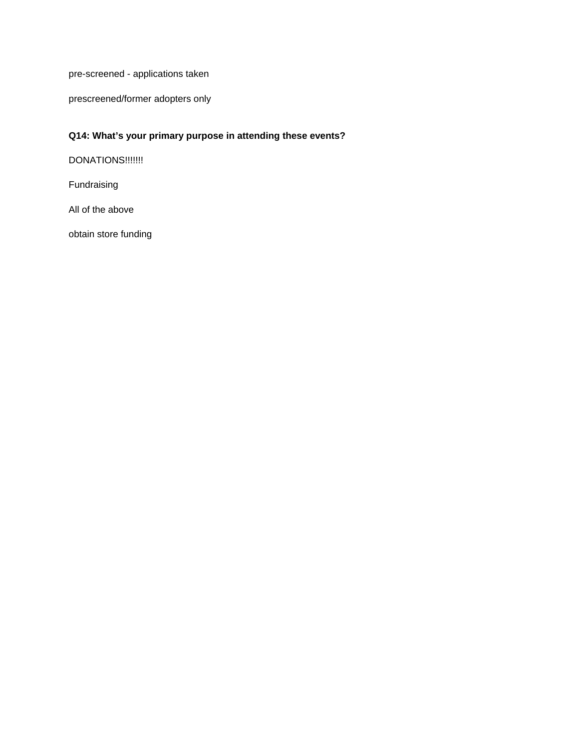pre-screened - applications taken

prescreened/former adopters only

**Q14: What's your primary purpose in attending these events?**

DONATIONS!!!!!!!

Fundraising

All of the above

obtain store funding